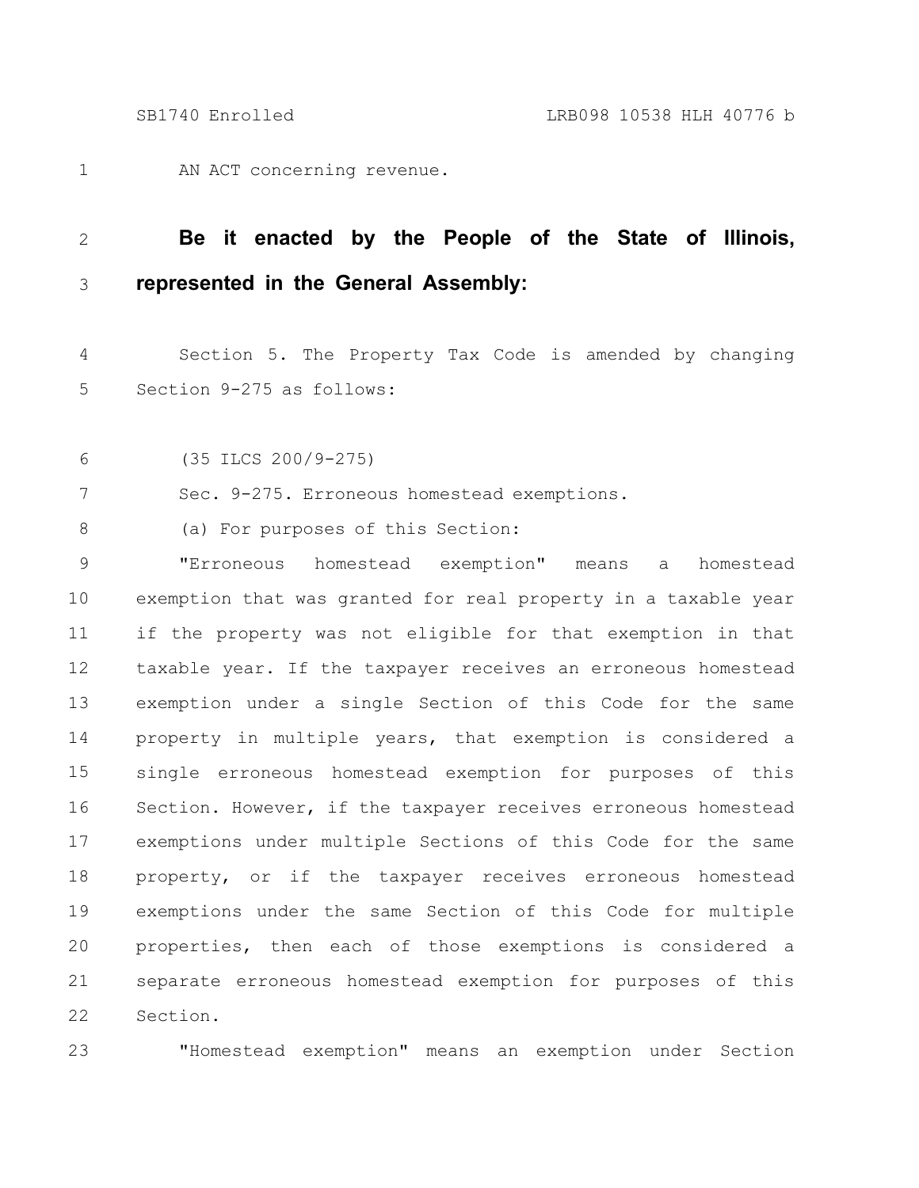AN ACT concerning revenue.

**Be it enacted by the People of the State of Illinois, represented in the General Assembly:**

Section 5. The Property Tax Code is amended by changing Section 9-275 as follows:

(35 ILCS 200/9-275)

Sec. 9-275. Erroneous homestead exemptions.

(a) For purposes of this Section:

"Erroneous homestead exemption" means a homestead exemption that was granted for real property in a taxable year if the property was not eligible for that exemption in that taxable year. If the taxpayer receives an erroneous homestead exemption under a single Section of this Code for the same property in multiple years, that exemption is considered a single erroneous homestead exemption for purposes of this Section. However, if the taxpayer receives erroneous homestead exemptions under multiple Sections of this Code for the same property, or if the taxpayer receives erroneous homestead exemptions under the same Section of this Code for multiple properties, then each of those exemptions is considered a separate erroneous homestead exemption for purposes of this Section.

"Homestead exemption" means an exemption under Section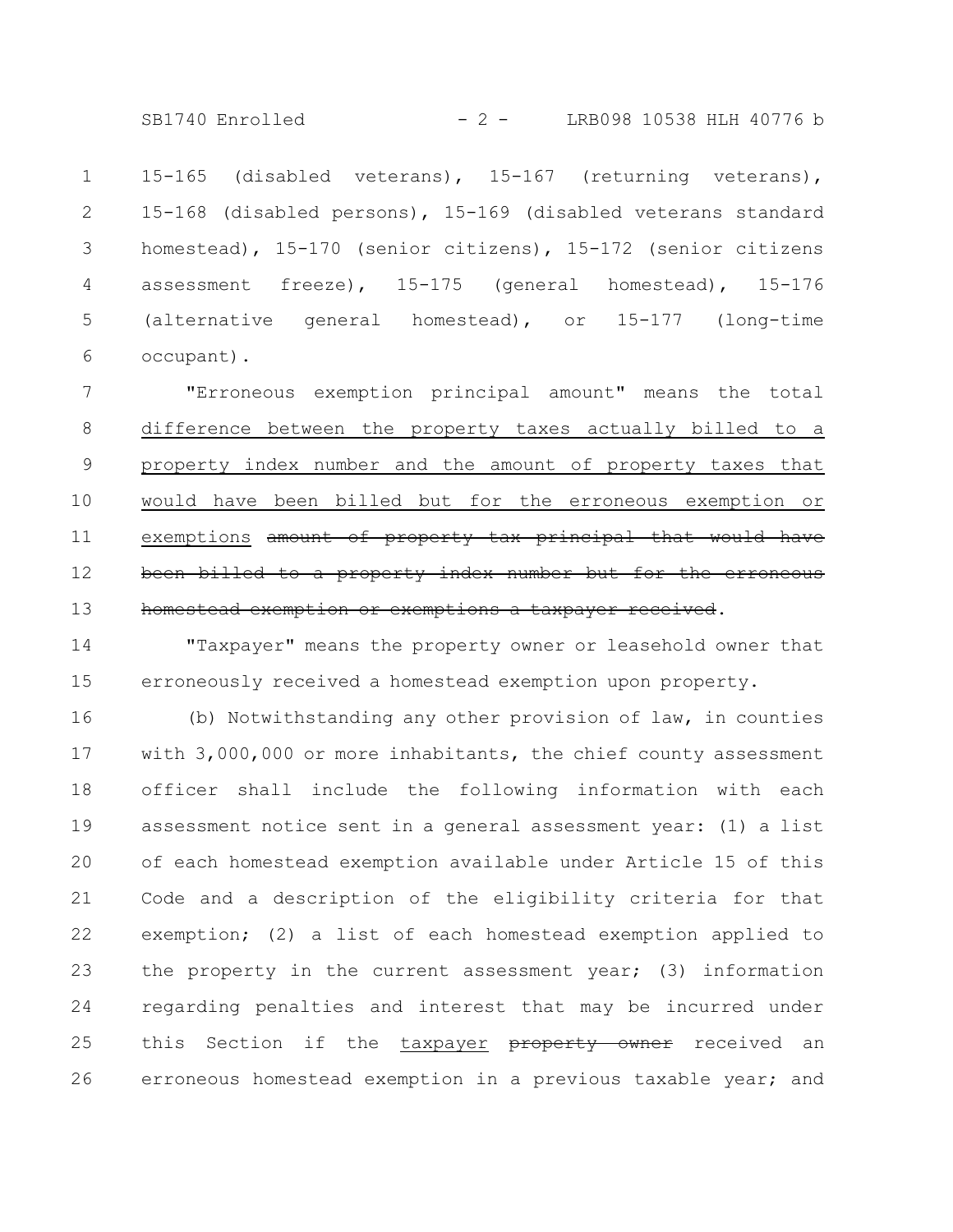15-165 (disabled veterans), 15-167 (returning veterans), 15-168 (disabled persons), 15-169 (disabled veterans standard homestead), 15-170 (senior citizens), 15-172 (senior citizens assessment freeze), 15-175 (general homestead), 15-176 (alternative general homestead), or 15-177 (long-time occupant).

"Erroneous exemption principal amount" means the total <u>difference between the property taxes actually billed to a property index number and the amount of property taxes that would have been billed but for the erroneous exemption or exemptions</u> ~~amount of property tax principal that would have been billed to a property index number but for the erroneous homestead exemption or exemptions a taxpayer received~~.

"Taxpayer" means the property owner or leasehold owner that erroneously received a homestead exemption upon property.

(b) Notwithstanding any other provision of law, in counties with 3,000,000 or more inhabitants, the chief county assessment officer shall include the following information with each assessment notice sent in a general assessment year: (1) a list of each homestead exemption available under Article 15 of this Code and a description of the eligibility criteria for that exemption; (2) a list of each homestead exemption applied to the property in the current assessment year; (3) information regarding penalties and interest that may be incurred under this Section if the <u>taxpayer</u> ~~property owner~~ received an erroneous homestead exemption in a previous taxable year; and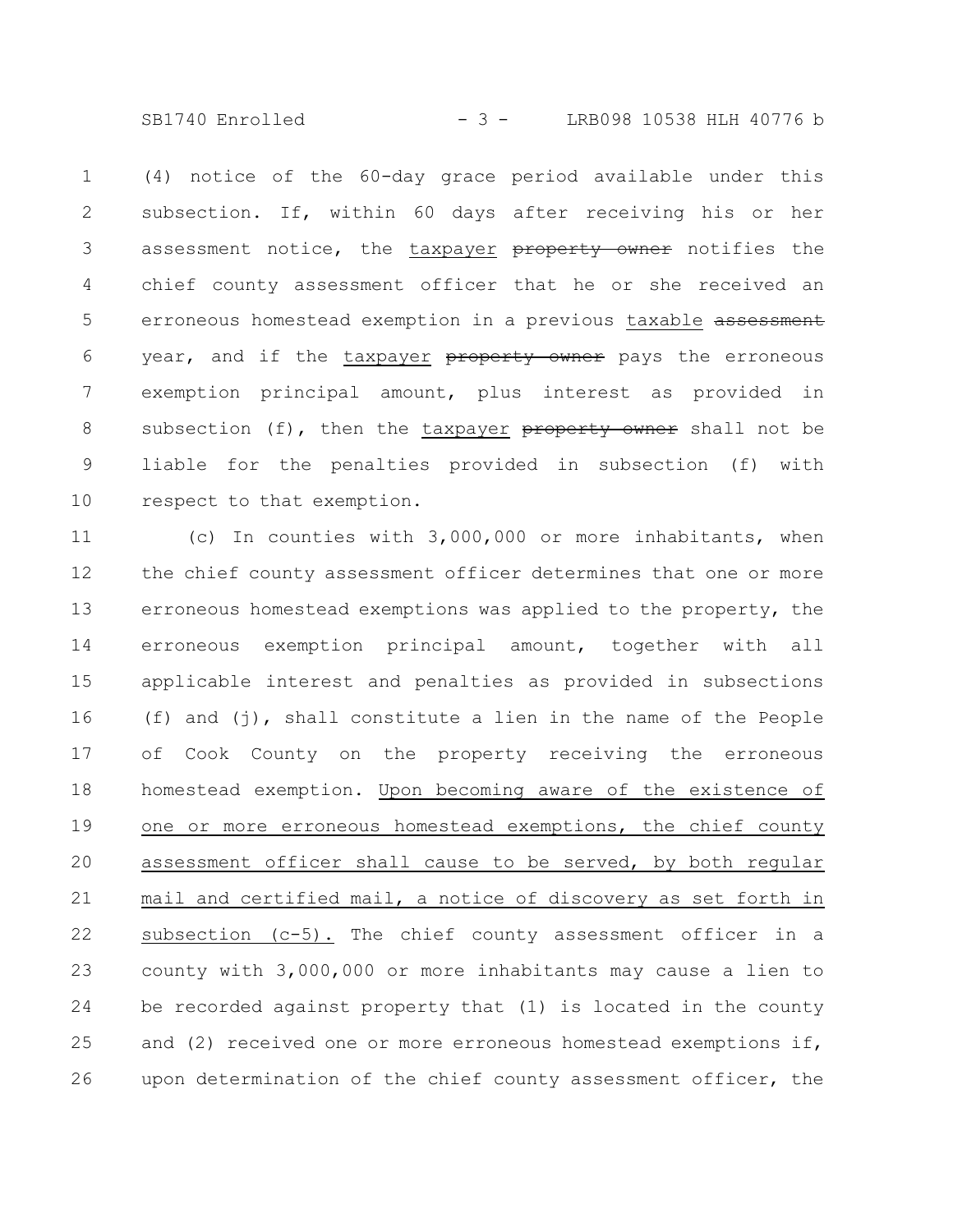(4) notice of the 60-day grace period available under this subsection. If, within 60 days after receiving his or her assessment notice, the taxpayer ~~property owner~~ notifies the chief county assessment officer that he or she received an erroneous homestead exemption in a previous taxable ~~assessment~~ year, and if the taxpayer ~~property owner~~ pays the erroneous exemption principal amount, plus interest as provided in subsection (f), then the taxpayer ~~property owner~~ shall not be liable for the penalties provided in subsection (f) with respect to that exemption.

(c) In counties with 3,000,000 or more inhabitants, when the chief county assessment officer determines that one or more erroneous homestead exemptions was applied to the property, the erroneous exemption principal amount, together with all applicable interest and penalties as provided in subsections (f) and (j), shall constitute a lien in the name of the People of Cook County on the property receiving the erroneous homestead exemption. Upon becoming aware of the existence of one or more erroneous homestead exemptions, the chief county assessment officer shall cause to be served, by both regular mail and certified mail, a notice of discovery as set forth in subsection (c-5). The chief county assessment officer in a county with 3,000,000 or more inhabitants may cause a lien to be recorded against property that (1) is located in the county and (2) received one or more erroneous homestead exemptions if, upon determination of the chief county assessment officer, the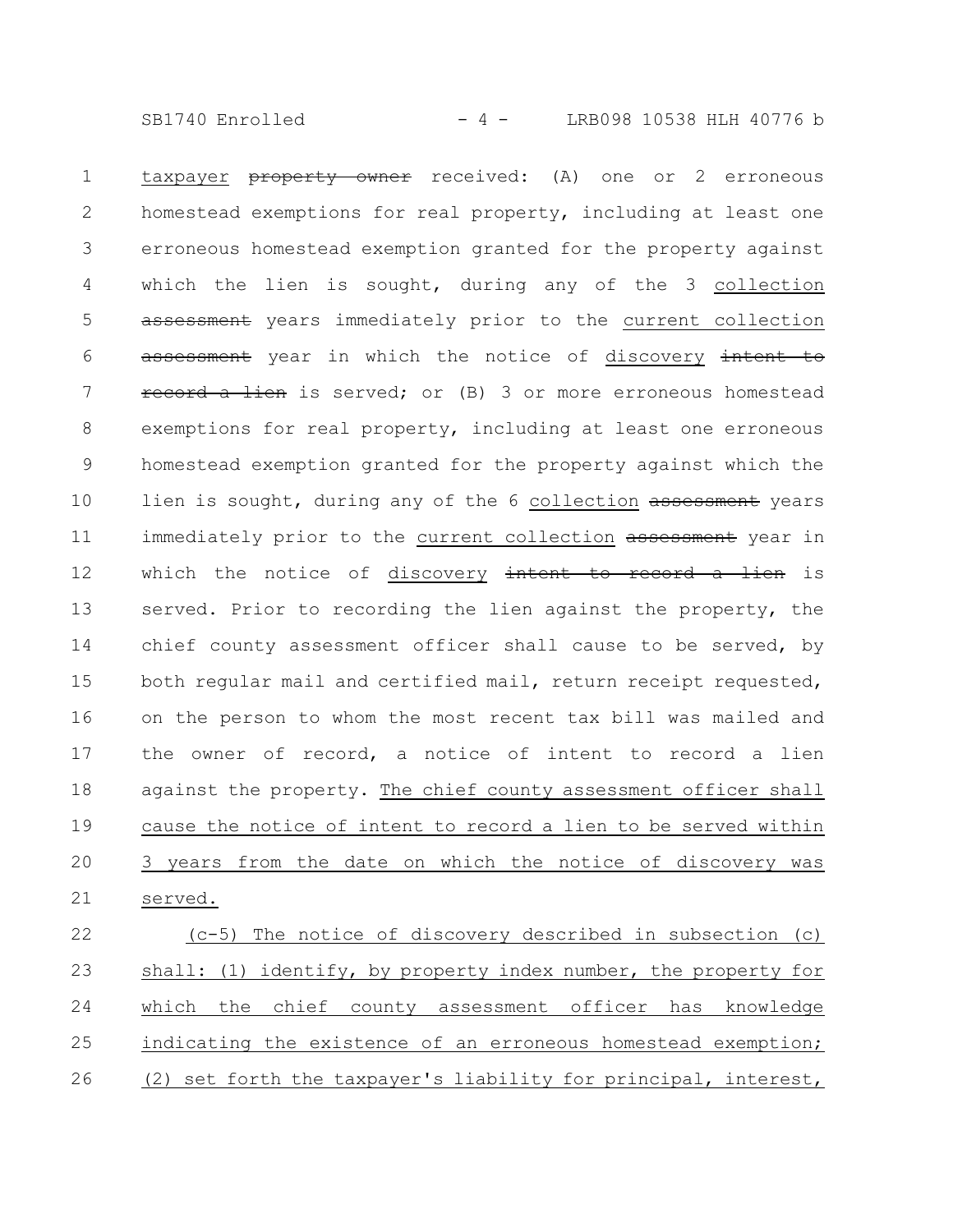taxpayer ~~property owner~~ received: (A) one or 2 erroneous homestead exemptions for real property, including at least one erroneous homestead exemption granted for the property against which the lien is sought, during any of the 3 collection ~~assessment~~ years immediately prior to the current collection ~~assessment~~ year in which the notice of discovery ~~intent to record a lien~~ is served; or (B) 3 or more erroneous homestead exemptions for real property, including at least one erroneous homestead exemption granted for the property against which the lien is sought, during any of the 6 collection ~~assessment~~ years immediately prior to the current collection ~~assessment~~ year in which the notice of discovery ~~intent to record a lien~~ is served. Prior to recording the lien against the property, the chief county assessment officer shall cause to be served, by both regular mail and certified mail, return receipt requested, on the person to whom the most recent tax bill was mailed and the owner of record, a notice of intent to record a lien against the property. The chief county assessment officer shall cause the notice of intent to record a lien to be served within 3 years from the date on which the notice of discovery was served.

(c-5) The notice of discovery described in subsection (c) shall: (1) identify, by property index number, the property for which the chief county assessment officer has knowledge indicating the existence of an erroneous homestead exemption; (2) set forth the taxpayer's liability for principal, interest,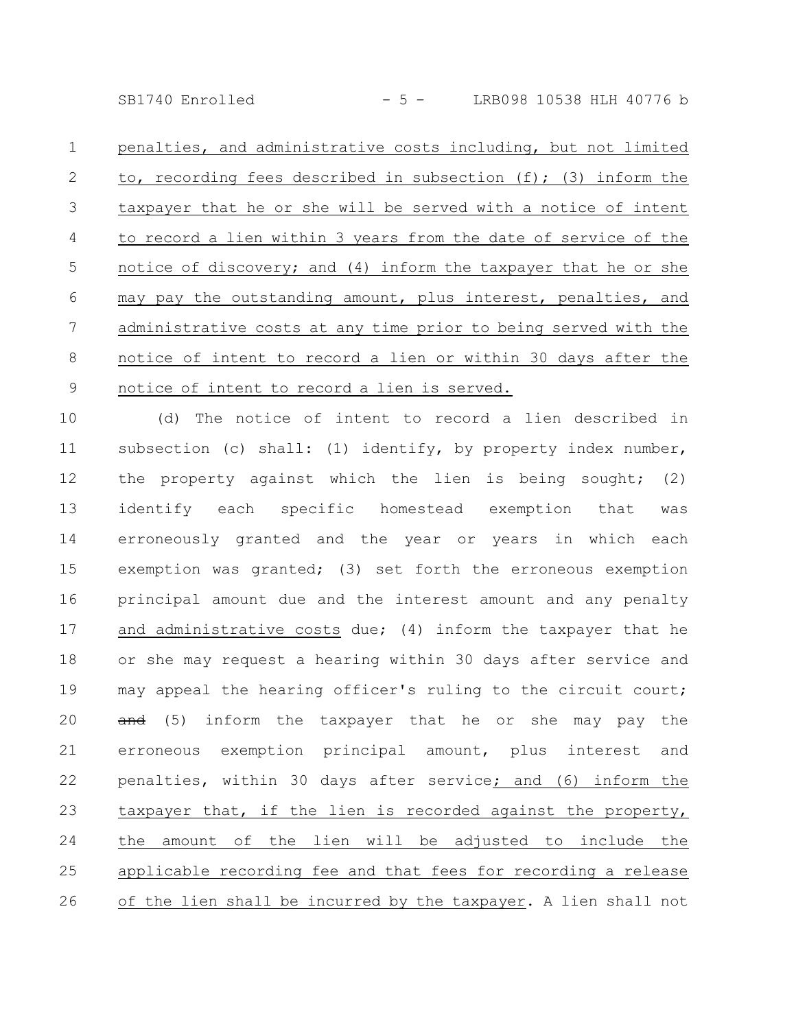penalties, and administrative costs including, but not limited to, recording fees described in subsection (f); (3) inform the taxpayer that he or she will be served with a notice of intent to record a lien within 3 years from the date of service of the notice of discovery; and (4) inform the taxpayer that he or she may pay the outstanding amount, plus interest, penalties, and administrative costs at any time prior to being served with the notice of intent to record a lien or within 30 days after the notice of intent to record a lien is served.

(d) The notice of intent to record a lien described in subsection (c) shall: (1) identify, by property index number, the property against which the lien is being sought; (2) identify each specific homestead exemption that was erroneously granted and the year or years in which each exemption was granted; (3) set forth the erroneous exemption principal amount due and the interest amount and any penalty and administrative costs due; (4) inform the taxpayer that he or she may request a hearing within 30 days after service and may appeal the hearing officer's ruling to the circuit court; ~~and~~ (5) inform the taxpayer that he or she may pay the erroneous exemption principal amount, plus interest and penalties, within 30 days after service; and (6) inform the taxpayer that, if the lien is recorded against the property, the amount of the lien will be adjusted to include the applicable recording fee and that fees for recording a release of the lien shall be incurred by the taxpayer. A lien shall not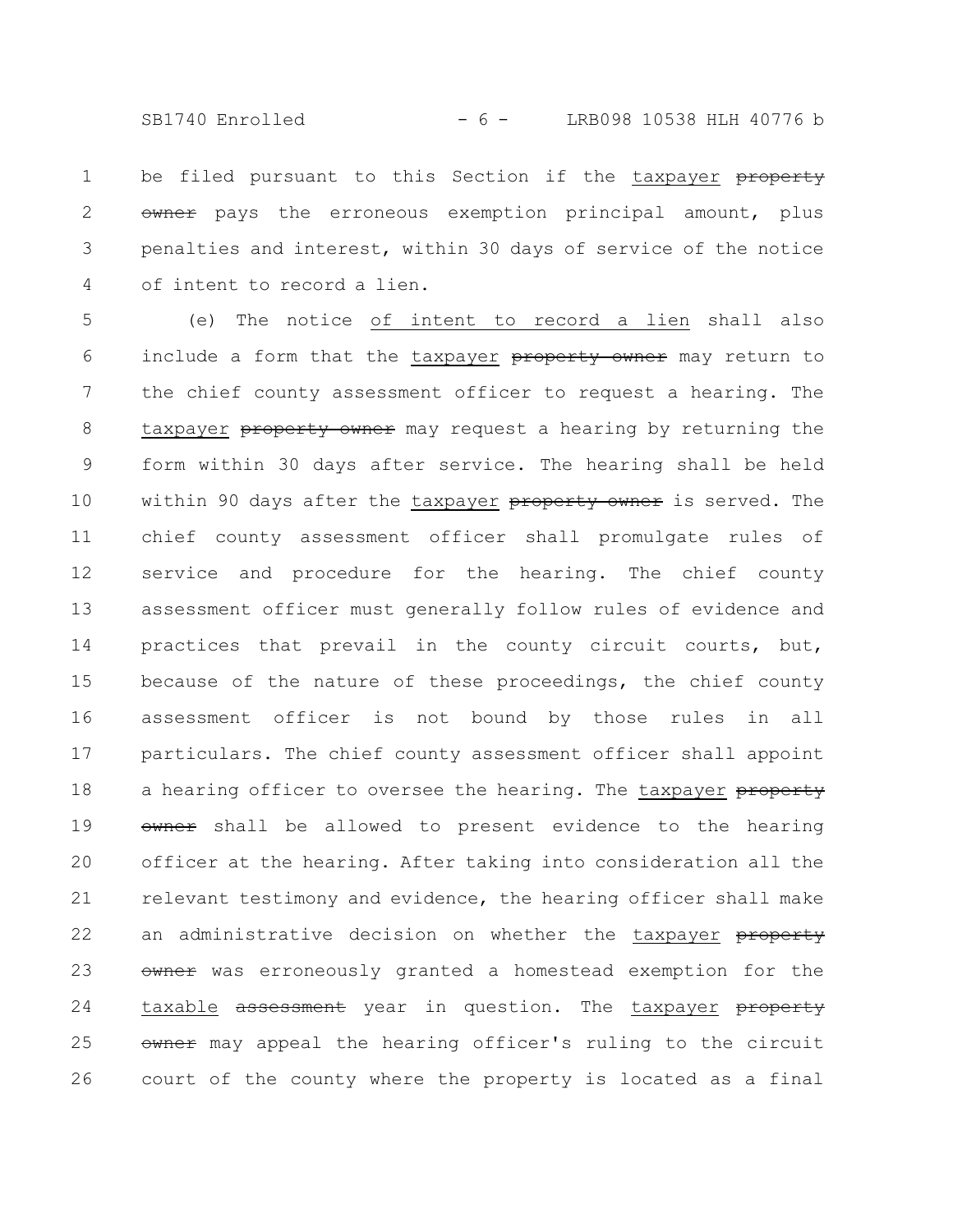be filed pursuant to this Section if the taxpayer ~~property owner~~ pays the erroneous exemption principal amount, plus penalties and interest, within 30 days of service of the notice of intent to record a lien.

(e) The notice of intent to record a lien shall also include a form that the taxpayer ~~property owner~~ may return to the chief county assessment officer to request a hearing. The taxpayer ~~property owner~~ may request a hearing by returning the form within 30 days after service. The hearing shall be held within 90 days after the taxpayer ~~property owner~~ is served. The chief county assessment officer shall promulgate rules of service and procedure for the hearing. The chief county assessment officer must generally follow rules of evidence and practices that prevail in the county circuit courts, but, because of the nature of these proceedings, the chief county assessment officer is not bound by those rules in all particulars. The chief county assessment officer shall appoint a hearing officer to oversee the hearing. The taxpayer ~~property owner~~ shall be allowed to present evidence to the hearing officer at the hearing. After taking into consideration all the relevant testimony and evidence, the hearing officer shall make an administrative decision on whether the taxpayer ~~property owner~~ was erroneously granted a homestead exemption for the taxable ~~assessment~~ year in question. The taxpayer ~~property owner~~ may appeal the hearing officer's ruling to the circuit court of the county where the property is located as a final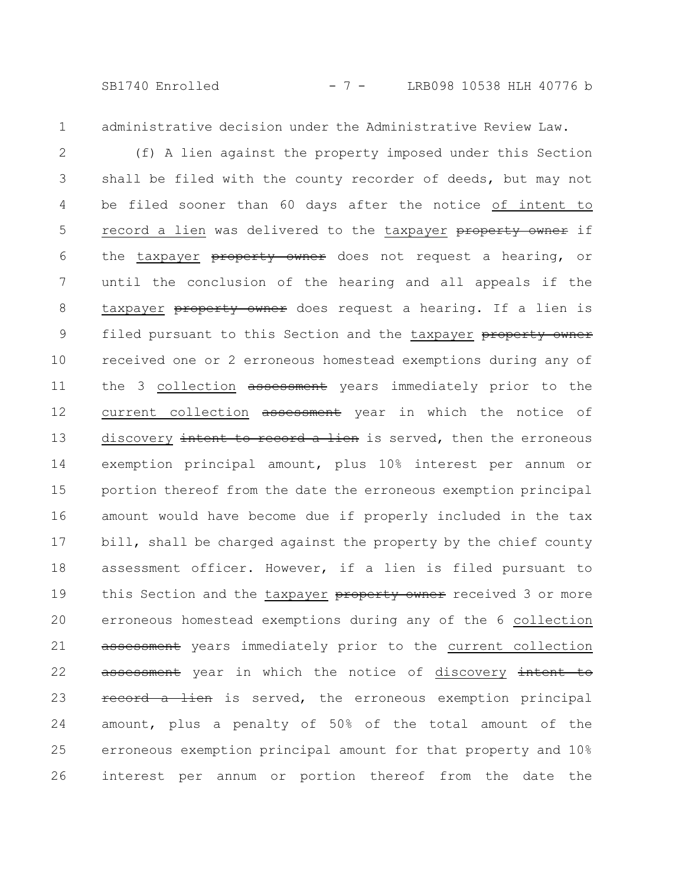administrative decision under the Administrative Review Law.

(f) A lien against the property imposed under this Section shall be filed with the county recorder of deeds, but may not be filed sooner than 60 days after the notice <u>of intent to record a lien</u> was delivered to the <u>taxpayer</u> ~~property owner~~ if the <u>taxpayer</u> ~~property owner~~ does not request a hearing, or until the conclusion of the hearing and all appeals if the <u>taxpayer</u> ~~property owner~~ does request a hearing. If a lien is filed pursuant to this Section and the <u>taxpayer</u> ~~property owner~~ received one or 2 erroneous homestead exemptions during any of the 3 <u>collection</u> ~~assessment~~ years immediately prior to the <u>current collection</u> ~~assessment~~ year in which the notice of <u>discovery</u> ~~intent to record a lien~~ is served, then the erroneous exemption principal amount, plus 10% interest per annum or portion thereof from the date the erroneous exemption principal amount would have become due if properly included in the tax bill, shall be charged against the property by the chief county assessment officer. However, if a lien is filed pursuant to this Section and the <u>taxpayer</u> ~~property owner~~ received 3 or more erroneous homestead exemptions during any of the 6 <u>collection</u> ~~assessment~~ years immediately prior to the <u>current collection</u> ~~assessment~~ year in which the notice of <u>discovery</u> ~~intent to record a lien~~ is served, the erroneous exemption principal amount, plus a penalty of 50% of the total amount of the erroneous exemption principal amount for that property and 10% interest per annum or portion thereof from the date the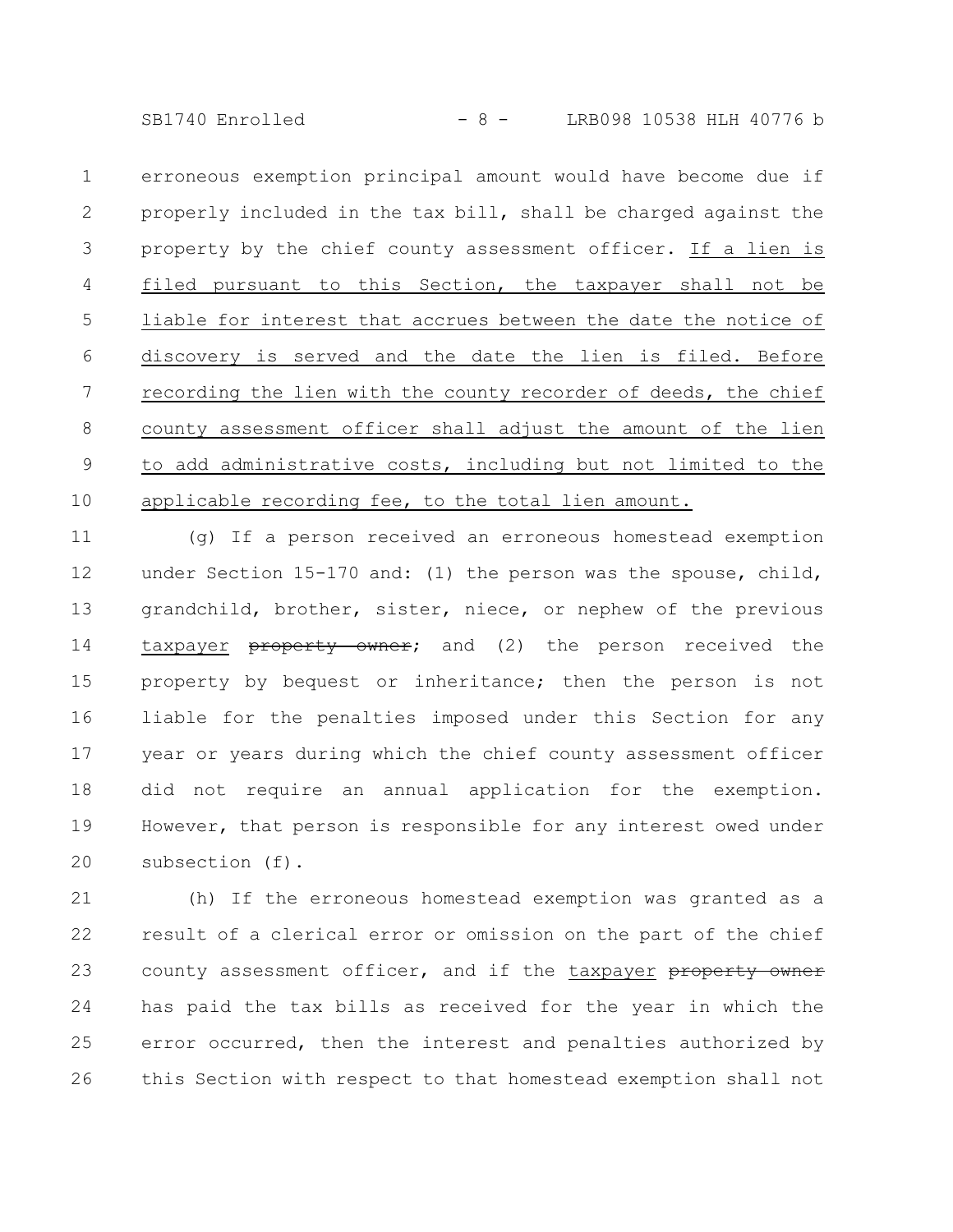erroneous exemption principal amount would have become due if properly included in the tax bill, shall be charged against the property by the chief county assessment officer. <u>If a lien is filed pursuant to this Section, the taxpayer shall not be liable for interest that accrues between the date the notice of discovery is served and the date the lien is filed. Before recording the lien with the county recorder of deeds, the chief county assessment officer shall adjust the amount of the lien to add administrative costs, including but not limited to the applicable recording fee, to the total lien amount.</u>

(g) If a person received an erroneous homestead exemption under Section 15-170 and: (1) the person was the spouse, child, grandchild, brother, sister, niece, or nephew of the previous <u>taxpayer</u> ~~property owner~~; and (2) the person received the property by bequest or inheritance; then the person is not liable for the penalties imposed under this Section for any year or years during which the chief county assessment officer did not require an annual application for the exemption. However, that person is responsible for any interest owed under subsection (f).

(h) If the erroneous homestead exemption was granted as a result of a clerical error or omission on the part of the chief county assessment officer, and if the <u>taxpayer</u> ~~property owner~~ has paid the tax bills as received for the year in which the error occurred, then the interest and penalties authorized by this Section with respect to that homestead exemption shall not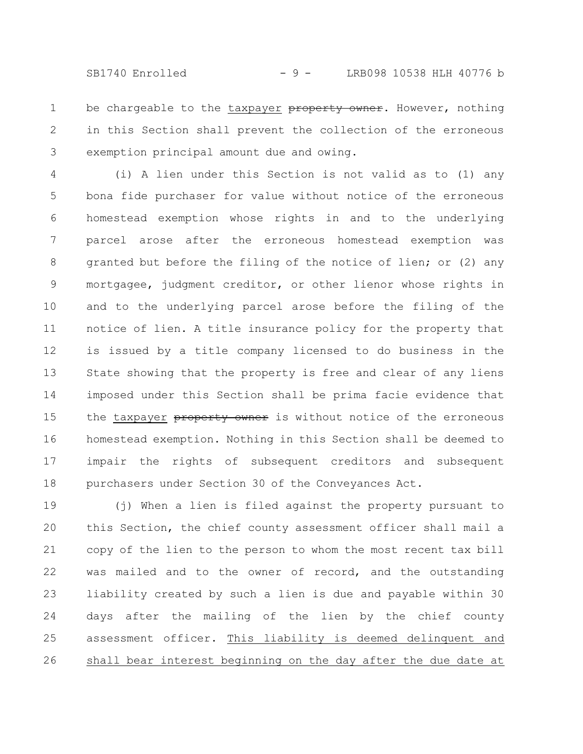be chargeable to the taxpayer ~~property owner~~. However, nothing in this Section shall prevent the collection of the erroneous exemption principal amount due and owing.

(i) A lien under this Section is not valid as to (1) any bona fide purchaser for value without notice of the erroneous homestead exemption whose rights in and to the underlying parcel arose after the erroneous homestead exemption was granted but before the filing of the notice of lien; or (2) any mortgagee, judgment creditor, or other lienor whose rights in and to the underlying parcel arose before the filing of the notice of lien. A title insurance policy for the property that is issued by a title company licensed to do business in the State showing that the property is free and clear of any liens imposed under this Section shall be prima facie evidence that the taxpayer ~~property owner~~ is without notice of the erroneous homestead exemption. Nothing in this Section shall be deemed to impair the rights of subsequent creditors and subsequent purchasers under Section 30 of the Conveyances Act.

(j) When a lien is filed against the property pursuant to this Section, the chief county assessment officer shall mail a copy of the lien to the person to whom the most recent tax bill was mailed and to the owner of record, and the outstanding liability created by such a lien is due and payable within 30 days after the mailing of the lien by the chief county assessment officer. This liability is deemed delinquent and shall bear interest beginning on the day after the due date at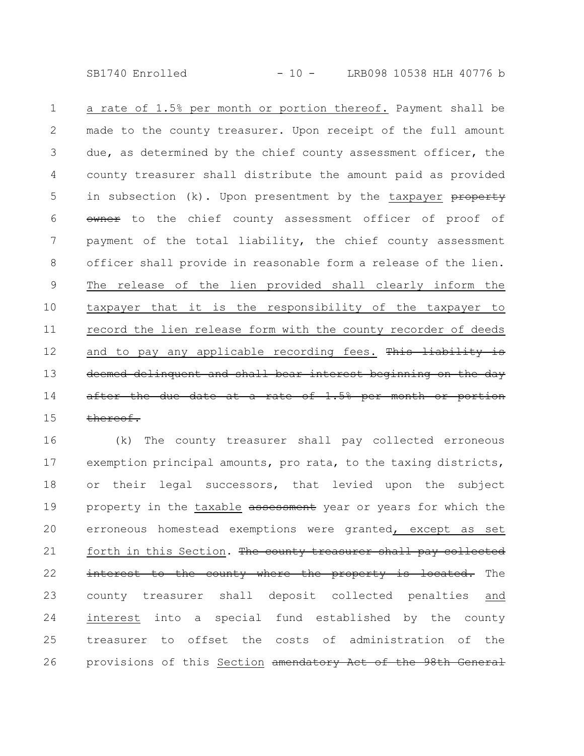a rate of 1.5% per month or portion thereof. Payment shall be made to the county treasurer. Upon receipt of the full amount due, as determined by the chief county assessment officer, the county treasurer shall distribute the amount paid as provided in subsection (k). Upon presentment by the taxpayer ~~property owner~~ to the chief county assessment officer of proof of payment of the total liability, the chief county assessment officer shall provide in reasonable form a release of the lien. The release of the lien provided shall clearly inform the taxpayer that it is the responsibility of the taxpayer to record the lien release form with the county recorder of deeds and to pay any applicable recording fees. ~~This liability is deemed delinquent and shall bear interest beginning on the day after the due date at a rate of 1.5% per month or portion thereof.~~

(k) The county treasurer shall pay collected erroneous exemption principal amounts, pro rata, to the taxing districts, or their legal successors, that levied upon the subject property in the taxable ~~assessment~~ year or years for which the erroneous homestead exemptions were granted, except as set forth in this Section. ~~The county treasurer shall pay collected interest to the county where the property is located.~~ The county treasurer shall deposit collected penalties and interest into a special fund established by the county treasurer to offset the costs of administration of the provisions of this Section ~~amendatory Act of the 98th General~~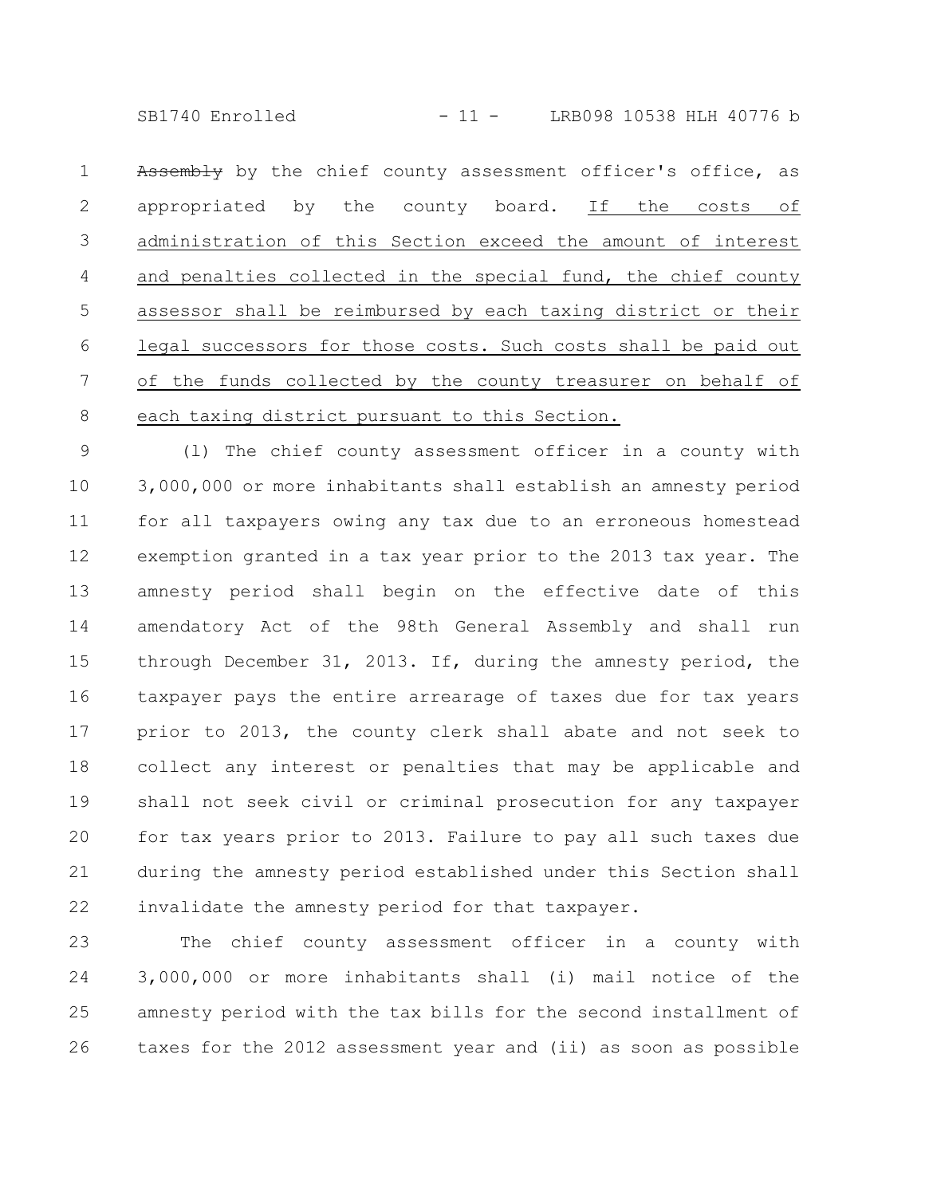~~Assembly~~ by the chief county assessment officer's office, as appropriated by the county board. <u>If the costs of administration of this Section exceed the amount of interest and penalties collected in the special fund, the chief county assessor shall be reimbursed by each taxing district or their legal successors for those costs. Such costs shall be paid out of the funds collected by the county treasurer on behalf of each taxing district pursuant to this Section.</u>

(l) The chief county assessment officer in a county with 3,000,000 or more inhabitants shall establish an amnesty period for all taxpayers owing any tax due to an erroneous homestead exemption granted in a tax year prior to the 2013 tax year. The amnesty period shall begin on the effective date of this amendatory Act of the 98th General Assembly and shall run through December 31, 2013. If, during the amnesty period, the taxpayer pays the entire arrearage of taxes due for tax years prior to 2013, the county clerk shall abate and not seek to collect any interest or penalties that may be applicable and shall not seek civil or criminal prosecution for any taxpayer for tax years prior to 2013. Failure to pay all such taxes due during the amnesty period established under this Section shall invalidate the amnesty period for that taxpayer.

The chief county assessment officer in a county with 3,000,000 or more inhabitants shall (i) mail notice of the amnesty period with the tax bills for the second installment of taxes for the 2012 assessment year and (ii) as soon as possible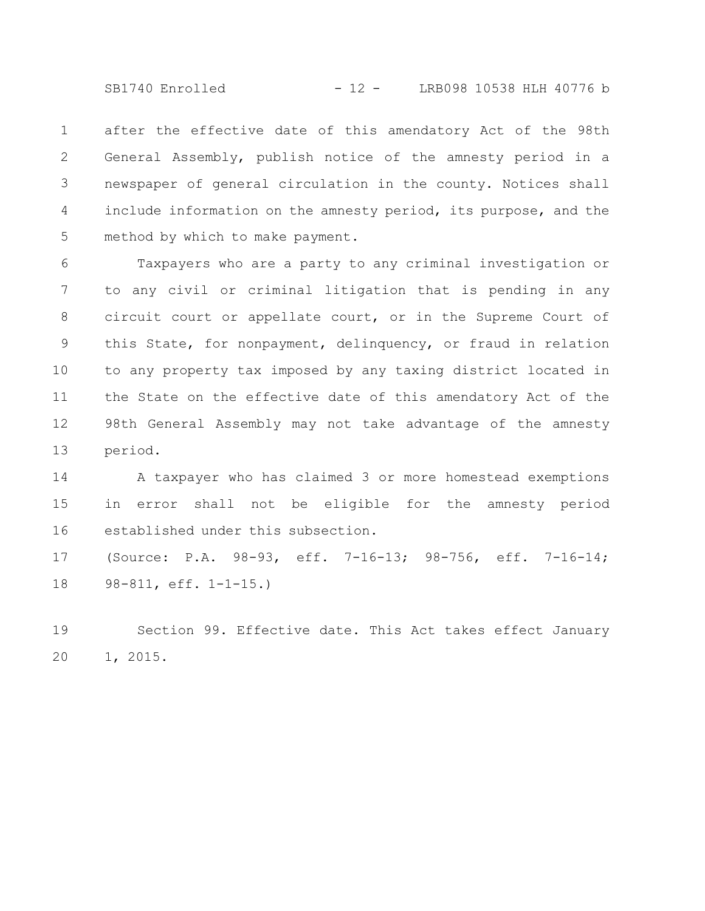after the effective date of this amendatory Act of the 98th General Assembly, publish notice of the amnesty period in a newspaper of general circulation in the county. Notices shall include information on the amnesty period, its purpose, and the method by which to make payment.

Taxpayers who are a party to any criminal investigation or to any civil or criminal litigation that is pending in any circuit court or appellate court, or in the Supreme Court of this State, for nonpayment, delinquency, or fraud in relation to any property tax imposed by any taxing district located in the State on the effective date of this amendatory Act of the 98th General Assembly may not take advantage of the amnesty period.

A taxpayer who has claimed 3 or more homestead exemptions in error shall not be eligible for the amnesty period established under this subsection.

(Source: P.A. 98-93, eff. 7-16-13; 98-756, eff. 7-16-14; 98-811, eff. 1-1-15.)

Section 99. Effective date. This Act takes effect January 1, 2015.